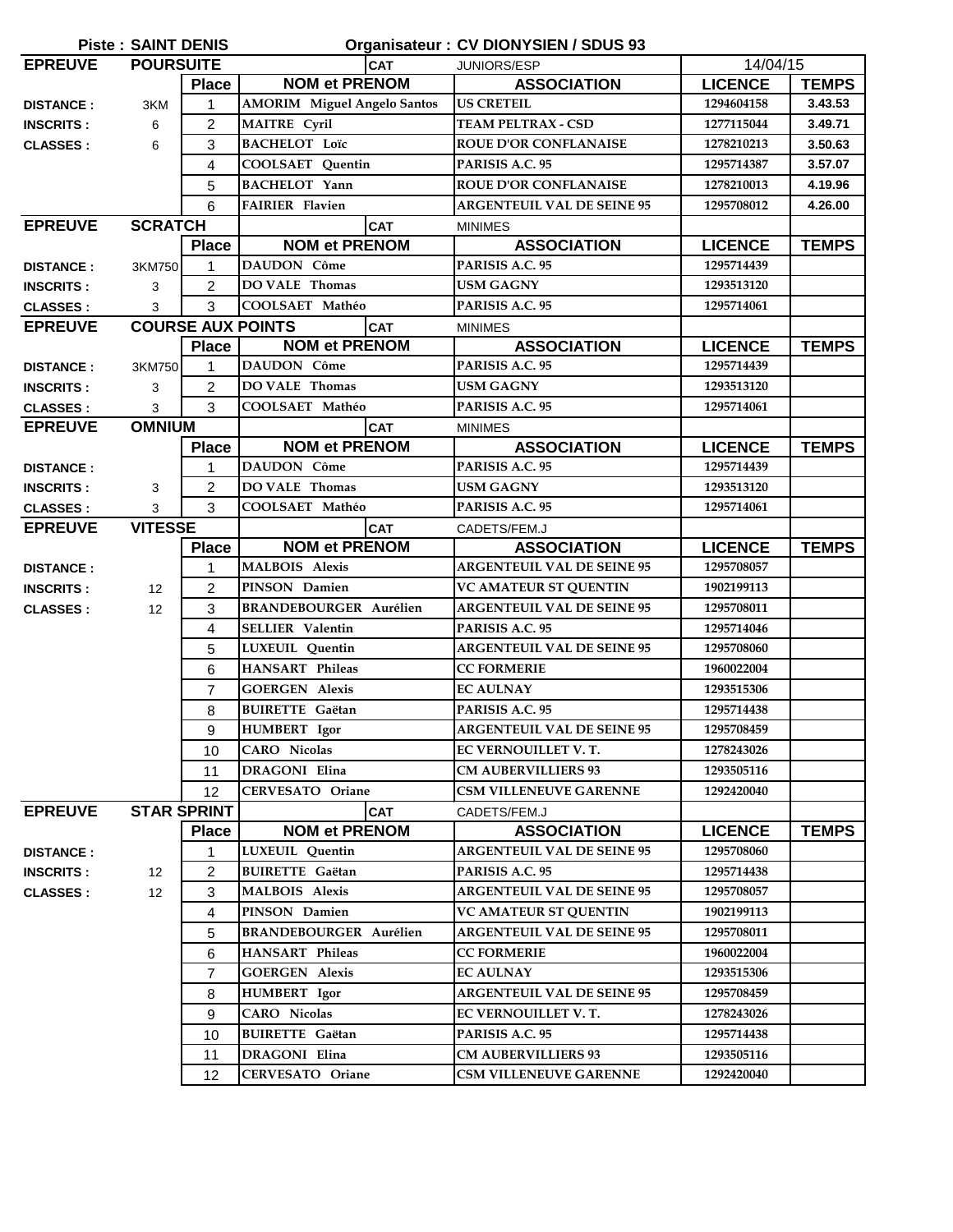**Piste : SAINT DENIS** **Organisateur : CV DIONYSIEN / SDUS 93**

| EPREUVE | POURSUITE | | | CAT | JUNIORS/ESP | 14/04/15 | |
|---|---|---|---|---|---|---|---|
| | | Place | NOM et PRENOM | | ASSOCIATION | LICENCE | TEMPS |
| DISTANCE : | 3KM | 1 | AMORIM Miguel Angelo Santos | | US CRETEIL | 1294604158 | 3.43.53 |
| INSCRITS : | 6 | 2 | MAITRE Cyril | | TEAM PELTRAX - CSD | 1277115044 | 3.49.71 |
| CLASSES : | 6 | 3 | BACHELOT Loïc | | ROUE D'OR CONFLANAISE | 1278210213 | 3.50.63 |
| | | 4 | COOLSAET Quentin | | PARISIS A.C. 95 | 1295714387 | 3.57.07 |
| | | 5 | BACHELOT Yann | | ROUE D'OR CONFLANAISE | 1278210013 | 4.19.96 |
| | | 6 | FAIRIER Flavien | | ARGENTEUIL VAL DE SEINE 95 | 1295708012 | 4.26.00 |

| EPREUVE | SCRATCH | | | CAT | MINIMES | | |
|---|---|---|---|---|---|---|---|
| | | Place | NOM et PRENOM | | ASSOCIATION | LICENCE | TEMPS |
| DISTANCE : | 3KM750 | 1 | DAUDON Côme | | PARISIS A.C. 95 | 1295714439 | |
| INSCRITS : | 3 | 2 | DO VALE Thomas | | USM GAGNY | 1293513120 | |
| CLASSES : | 3 | 3 | COOLSAET Mathéo | | PARISIS A.C. 95 | 1295714061 | |

| EPREUVE | COURSE AUX POINTS | | | CAT | MINIMES | | |
|---|---|---|---|---|---|---|---|
| | | Place | NOM et PRENOM | | ASSOCIATION | LICENCE | TEMPS |
| DISTANCE : | 3KM750 | 1 | DAUDON Côme | | PARISIS A.C. 95 | 1295714439 | |
| INSCRITS : | 3 | 2 | DO VALE Thomas | | USM GAGNY | 1293513120 | |
| CLASSES : | 3 | 3 | COOLSAET Mathéo | | PARISIS A.C. 95 | 1295714061 | |

| EPREUVE | OMNIUM | | | CAT | MINIMES | | |
|---|---|---|---|---|---|---|---|
| | | Place | NOM et PRENOM | | ASSOCIATION | LICENCE | TEMPS |
| DISTANCE : | | 1 | DAUDON Côme | | PARISIS A.C. 95 | 1295714439 | |
| INSCRITS : | 3 | 2 | DO VALE Thomas | | USM GAGNY | 1293513120 | |
| CLASSES : | 3 | 3 | COOLSAET Mathéo | | PARISIS A.C. 95 | 1295714061 | |

| EPREUVE | VITESSE | | | CAT | CADETS/FEM.J | | |
|---|---|---|---|---|---|---|---|
| | | Place | NOM et PRENOM | | ASSOCIATION | LICENCE | TEMPS |
| DISTANCE : | | 1 | MALBOIS Alexis | | ARGENTEUIL VAL DE SEINE 95 | 1295708057 | |
| INSCRITS : | 12 | 2 | PINSON Damien | | VC AMATEUR ST QUENTIN | 1902199113 | |
| CLASSES : | 12 | 3 | BRANDEBOURGER Aurélien | | ARGENTEUIL VAL DE SEINE 95 | 1295708011 | |
| | | 4 | SELLIER Valentin | | PARISIS A.C. 95 | 1295714046 | |
| | | 5 | LUXEUIL Quentin | | ARGENTEUIL VAL DE SEINE 95 | 1295708060 | |
| | | 6 | HANSART Phileas | | CC FORMERIE | 1960022004 | |
| | | 7 | GOERGEN Alexis | | EC AULNAY | 1293515306 | |
| | | 8 | BUIRETTE Gaëtan | | PARISIS A.C. 95 | 1295714438 | |
| | | 9 | HUMBERT Igor | | ARGENTEUIL VAL DE SEINE 95 | 1295708459 | |
| | | 10 | CARO Nicolas | | EC VERNOUILLET V. T. | 1278243026 | |
| | | 11 | DRAGONI Elina | | CM AUBERVILLIERS 93 | 1293505116 | |
| | | 12 | CERVESATO Oriane | | CSM VILLENEUVE GARENNE | 1292420040 | |

| EPREUVE | STAR SPRINT | | | CAT | CADETS/FEM.J | | |
|---|---|---|---|---|---|---|---|
| | | Place | NOM et PRENOM | | ASSOCIATION | LICENCE | TEMPS |
| DISTANCE : | | 1 | LUXEUIL Quentin | | ARGENTEUIL VAL DE SEINE 95 | 1295708060 | |
| INSCRITS : | 12 | 2 | BUIRETTE Gaëtan | | PARISIS A.C. 95 | 1295714438 | |
| CLASSES : | 12 | 3 | MALBOIS Alexis | | ARGENTEUIL VAL DE SEINE 95 | 1295708057 | |
| | | 4 | PINSON Damien | | VC AMATEUR ST QUENTIN | 1902199113 | |
| | | 5 | BRANDEBOURGER Aurélien | | ARGENTEUIL VAL DE SEINE 95 | 1295708011 | |
| | | 6 | HANSART Phileas | | CC FORMERIE | 1960022004 | |
| | | 7 | GOERGEN Alexis | | EC AULNAY | 1293515306 | |
| | | 8 | HUMBERT Igor | | ARGENTEUIL VAL DE SEINE 95 | 1295708459 | |
| | | 9 | CARO Nicolas | | EC VERNOUILLET V. T. | 1278243026 | |
| | | 10 | BUIRETTE Gaëtan | | PARISIS A.C. 95 | 1295714438 | |
| | | 11 | DRAGONI Elina | | CM AUBERVILLIERS 93 | 1293505116 | |
| | | 12 | CERVESATO Oriane | | CSM VILLENEUVE GARENNE | 1292420040 | |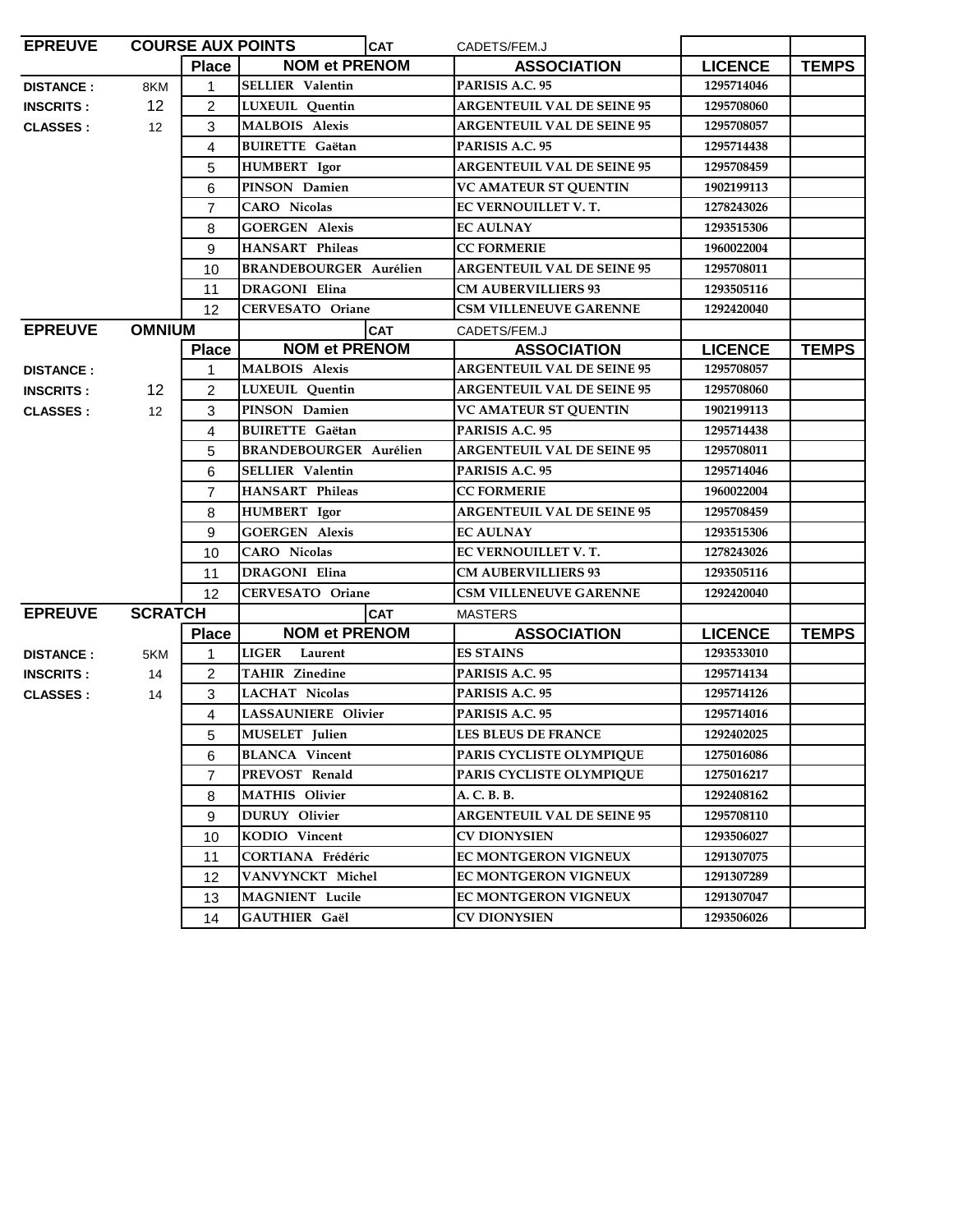| EPREUVE | COURSE AUX POINTS | | CAT | CADETS/FEM.J | | |
|---|---|---|---|---|---|---|
| | | **Place** | **NOM et PRENOM** | **ASSOCIATION** | **LICENCE** | **TEMPS** |
| **DISTANCE :** | 8KM | 1 | SELLIER Valentin | PARISIS A.C. 95 | 1295714046 | |
| **INSCRITS :** | 12 | 2 | LUXEUIL Quentin | ARGENTEUIL VAL DE SEINE 95 | 1295708060 | |
| **CLASSES :** | 12 | 3 | MALBOIS Alexis | ARGENTEUIL VAL DE SEINE 95 | 1295708057 | |
| | | 4 | BUIRETTE Gaëtan | PARISIS A.C. 95 | 1295714438 | |
| | | 5 | HUMBERT Igor | ARGENTEUIL VAL DE SEINE 95 | 1295708459 | |
| | | 6 | PINSON Damien | VC AMATEUR ST QUENTIN | 1902199113 | |
| | | 7 | CARO Nicolas | EC VERNOUILLET V. T. | 1278243026 | |
| | | 8 | GOERGEN Alexis | EC AULNAY | 1293515306 | |
| | | 9 | HANSART Phileas | CC FORMERIE | 1960022004 | |
| | | 10 | BRANDEBOURGER Aurélien | ARGENTEUIL VAL DE SEINE 95 | 1295708011 | |
| | | 11 | DRAGONI Elina | CM AUBERVILLIERS 93 | 1293505116 | |
| | | 12 | CERVESATO Oriane | CSM VILLENEUVE GARENNE | 1292420040 | |

| EPREUVE | OMNIUM | | CAT | CADETS/FEM.J | | |
|---|---|---|---|---|---|---|
| | | **Place** | **NOM et PRENOM** | **ASSOCIATION** | **LICENCE** | **TEMPS** |
| **DISTANCE :** | | 1 | MALBOIS Alexis | ARGENTEUIL VAL DE SEINE 95 | 1295708057 | |
| **INSCRITS :** | 12 | 2 | LUXEUIL Quentin | ARGENTEUIL VAL DE SEINE 95 | 1295708060 | |
| **CLASSES :** | 12 | 3 | PINSON Damien | VC AMATEUR ST QUENTIN | 1902199113 | |
| | | 4 | BUIRETTE Gaëtan | PARISIS A.C. 95 | 1295714438 | |
| | | 5 | BRANDEBOURGER Aurélien | ARGENTEUIL VAL DE SEINE 95 | 1295708011 | |
| | | 6 | SELLIER Valentin | PARISIS A.C. 95 | 1295714046 | |
| | | 7 | HANSART Phileas | CC FORMERIE | 1960022004 | |
| | | 8 | HUMBERT Igor | ARGENTEUIL VAL DE SEINE 95 | 1295708459 | |
| | | 9 | GOERGEN Alexis | EC AULNAY | 1293515306 | |
| | | 10 | CARO Nicolas | EC VERNOUILLET V. T. | 1278243026 | |
| | | 11 | DRAGONI Elina | CM AUBERVILLIERS 93 | 1293505116 | |
| | | 12 | CERVESATO Oriane | CSM VILLENEUVE GARENNE | 1292420040 | |

| EPREUVE | SCRATCH | | CAT | MASTERS | | |
|---|---|---|---|---|---|---|
| | | **Place** | **NOM et PRENOM** | **ASSOCIATION** | **LICENCE** | **TEMPS** |
| **DISTANCE :** | 5KM | 1 | LIGER Laurent | ES STAINS | 1293533010 | |
| **INSCRITS :** | 14 | 2 | TAHIR Zinedine | PARISIS A.C. 95 | 1295714134 | |
| **CLASSES :** | 14 | 3 | LACHAT Nicolas | PARISIS A.C. 95 | 1295714126 | |
| | | 4 | LASSAUNIERE Olivier | PARISIS A.C. 95 | 1295714016 | |
| | | 5 | MUSELET Julien | LES BLEUS DE FRANCE | 1292402025 | |
| | | 6 | BLANCA Vincent | PARIS CYCLISTE OLYMPIQUE | 1275016086 | |
| | | 7 | PREVOST Renald | PARIS CYCLISTE OLYMPIQUE | 1275016217 | |
| | | 8 | MATHIS Olivier | A. C. B. B. | 1292408162 | |
| | | 9 | DURUY Olivier | ARGENTEUIL VAL DE SEINE 95 | 1295708110 | |
| | | 10 | KODIO Vincent | CV DIONYSIEN | 1293506027 | |
| | | 11 | CORTIANA Frédéric | EC MONTGERON VIGNEUX | 1291307075 | |
| | | 12 | VANVYNCKT Michel | EC MONTGERON VIGNEUX | 1291307289 | |
| | | 13 | MAGNIENT Lucile | EC MONTGERON VIGNEUX | 1291307047 | |
| | | 14 | GAUTHIER Gaël | CV DIONYSIEN | 1293506026 | |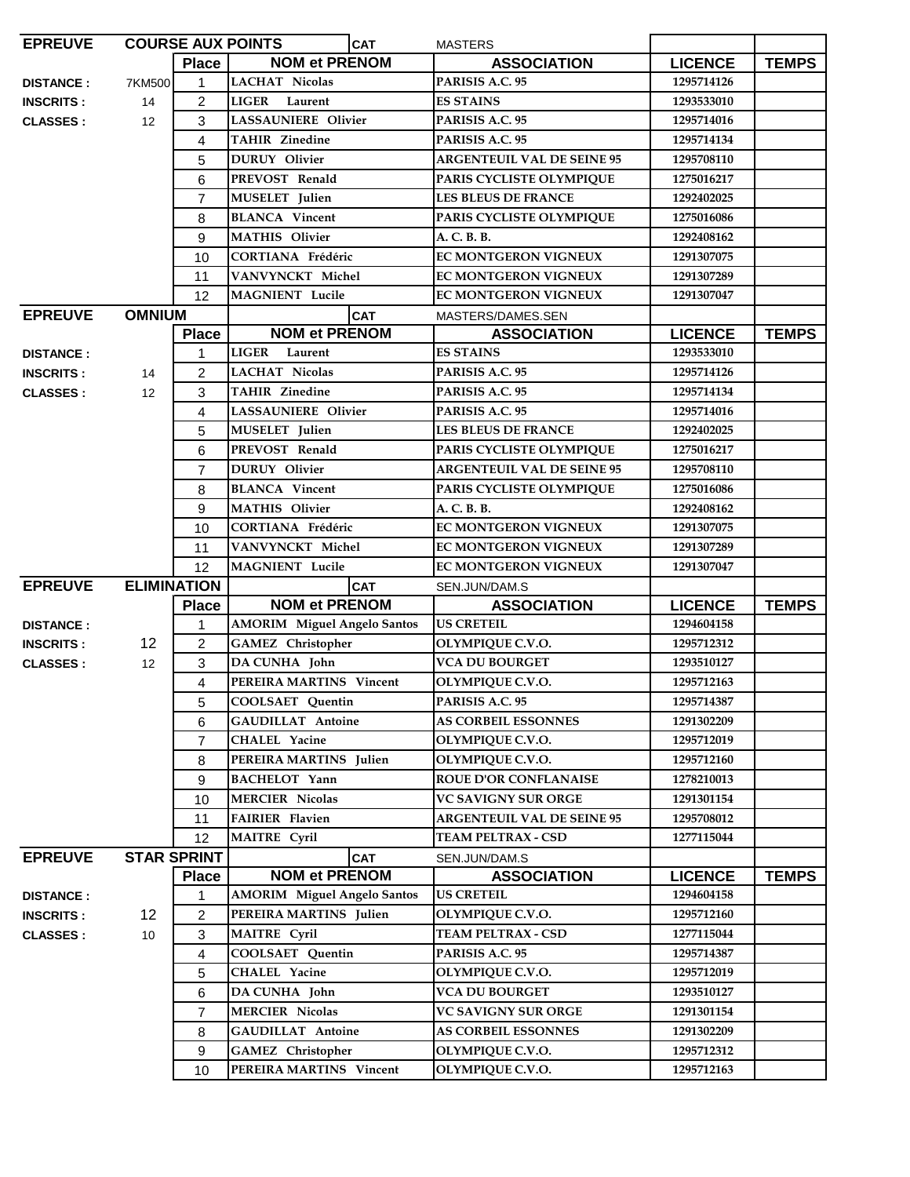| EPREUVE | COURSE AUX POINTS | | CAT | MASTERS | | |
|---|---|---|---|---|---|---|
| | | **Place** | **NOM et PRENOM** | **ASSOCIATION** | **LICENCE** | **TEMPS** |
| **DISTANCE :** | 7KM500 | 1 | LACHAT Nicolas | PARISIS A.C. 95 | 1295714126 | |
| **INSCRITS :** | 14 | 2 | LIGER Laurent | ES STAINS | 1293533010 | |
| **CLASSES :** | 12 | 3 | LASSAUNIERE Olivier | PARISIS A.C. 95 | 1295714016 | |
| | | 4 | TAHIR Zinedine | PARISIS A.C. 95 | 1295714134 | |
| | | 5 | DURUY Olivier | ARGENTEUIL VAL DE SEINE 95 | 1295708110 | |
| | | 6 | PREVOST Renald | PARIS CYCLISTE OLYMPIQUE | 1275016217 | |
| | | 7 | MUSELET Julien | LES BLEUS DE FRANCE | 1292402025 | |
| | | 8 | BLANCA Vincent | PARIS CYCLISTE OLYMPIQUE | 1275016086 | |
| | | 9 | MATHIS Olivier | A. C. B. B. | 1292408162 | |
| | | 10 | CORTIANA Frédéric | EC MONTGERON VIGNEUX | 1291307075 | |
| | | 11 | VANVYNCKT Michel | EC MONTGERON VIGNEUX | 1291307289 | |
| | | 12 | MAGNIENT Lucile | EC MONTGERON VIGNEUX | 1291307047 | |

| EPREUVE | OMNIUM | | CAT | MASTERS/DAMES.SEN | | |
|---|---|---|---|---|---|---|
| | | **Place** | **NOM et PRENOM** | **ASSOCIATION** | **LICENCE** | **TEMPS** |
| **DISTANCE :** | | 1 | LIGER Laurent | ES STAINS | 1293533010 | |
| **INSCRITS :** | 14 | 2 | LACHAT Nicolas | PARISIS A.C. 95 | 1295714126 | |
| **CLASSES :** | 12 | 3 | TAHIR Zinedine | PARISIS A.C. 95 | 1295714134 | |
| | | 4 | LASSAUNIERE Olivier | PARISIS A.C. 95 | 1295714016 | |
| | | 5 | MUSELET Julien | LES BLEUS DE FRANCE | 1292402025 | |
| | | 6 | PREVOST Renald | PARIS CYCLISTE OLYMPIQUE | 1275016217 | |
| | | 7 | DURUY Olivier | ARGENTEUIL VAL DE SEINE 95 | 1295708110 | |
| | | 8 | BLANCA Vincent | PARIS CYCLISTE OLYMPIQUE | 1275016086 | |
| | | 9 | MATHIS Olivier | A. C. B. B. | 1292408162 | |
| | | 10 | CORTIANA Frédéric | EC MONTGERON VIGNEUX | 1291307075 | |
| | | 11 | VANVYNCKT Michel | EC MONTGERON VIGNEUX | 1291307289 | |
| | | 12 | MAGNIENT Lucile | EC MONTGERON VIGNEUX | 1291307047 | |

| EPREUVE | ELIMINATION | | CAT | SEN.JUN/DAM.S | | |
|---|---|---|---|---|---|---|
| | | **Place** | **NOM et PRENOM** | **ASSOCIATION** | **LICENCE** | **TEMPS** |
| **DISTANCE :** | | 1 | AMORIM Miguel Angelo Santos | US CRETEIL | 1294604158 | |
| **INSCRITS :** | 12 | 2 | GAMEZ Christopher | OLYMPIQUE C.V.O. | 1295712312 | |
| **CLASSES :** | 12 | 3 | DA CUNHA John | VCA DU BOURGET | 1293510127 | |
| | | 4 | PEREIRA MARTINS Vincent | OLYMPIQUE C.V.O. | 1295712163 | |
| | | 5 | COOLSAET Quentin | PARISIS A.C. 95 | 1295714387 | |
| | | 6 | GAUDILLAT Antoine | AS CORBEIL ESSONNES | 1291302209 | |
| | | 7 | CHALEL Yacine | OLYMPIQUE C.V.O. | 1295712019 | |
| | | 8 | PEREIRA MARTINS Julien | OLYMPIQUE C.V.O. | 1295712160 | |
| | | 9 | BACHELOT Yann | ROUE D'OR CONFLANAISE | 1278210013 | |
| | | 10 | MERCIER Nicolas | VC SAVIGNY SUR ORGE | 1291301154 | |
| | | 11 | FAIRIER Flavien | ARGENTEUIL VAL DE SEINE 95 | 1295708012 | |
| | | 12 | MAITRE Cyril | TEAM PELTRAX - CSD | 1277115044 | |

| EPREUVE | STAR SPRINT | | CAT | SEN.JUN/DAM.S | | |
|---|---|---|---|---|---|---|
| | | **Place** | **NOM et PRENOM** | **ASSOCIATION** | **LICENCE** | **TEMPS** |
| **DISTANCE :** | | 1 | AMORIM Miguel Angelo Santos | US CRETEIL | 1294604158 | |
| **INSCRITS :** | 12 | 2 | PEREIRA MARTINS Julien | OLYMPIQUE C.V.O. | 1295712160 | |
| **CLASSES :** | 10 | 3 | MAITRE Cyril | TEAM PELTRAX - CSD | 1277115044 | |
| | | 4 | COOLSAET Quentin | PARISIS A.C. 95 | 1295714387 | |
| | | 5 | CHALEL Yacine | OLYMPIQUE C.V.O. | 1295712019 | |
| | | 6 | DA CUNHA John | VCA DU BOURGET | 1293510127 | |
| | | 7 | MERCIER Nicolas | VC SAVIGNY SUR ORGE | 1291301154 | |
| | | 8 | GAUDILLAT Antoine | AS CORBEIL ESSONNES | 1291302209 | |
| | | 9 | GAMEZ Christopher | OLYMPIQUE C.V.O. | 1295712312 | |
| | | 10 | PEREIRA MARTINS Vincent | OLYMPIQUE C.V.O. | 1295712163 | |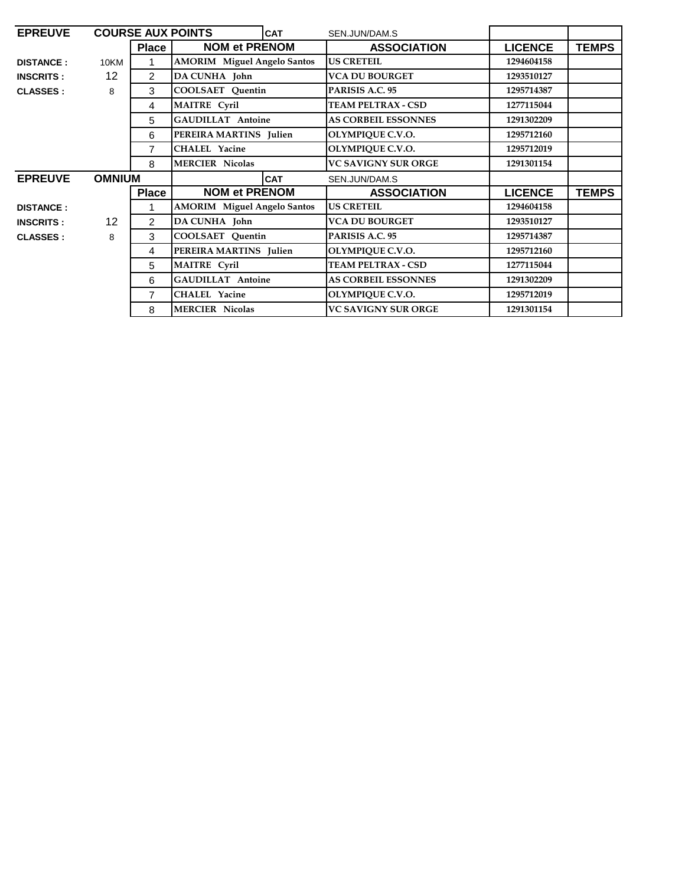| EPREUVE | COURSE AUX POINTS | | CAT | SEN.JUN/DAM.S | | |
|---|---|---|---|---|---|---|
| | | **Place** | **NOM et PRENOM** | **ASSOCIATION** | **LICENCE** | **TEMPS** |
| **DISTANCE :** | 10KM | 1 | **AMORIM Miguel Angelo Santos** | **US CRETEIL** | **1294604158** | |
| **INSCRITS :** | 12 | 2 | **DA CUNHA John** | **VCA DU BOURGET** | **1293510127** | |
| **CLASSES :** | 8 | 3 | **COOLSAET Quentin** | **PARISIS A.C. 95** | **1295714387** | |
| | | 4 | **MAITRE Cyril** | **TEAM PELTRAX - CSD** | **1277115044** | |
| | | 5 | **GAUDILLAT Antoine** | **AS CORBEIL ESSONNES** | **1291302209** | |
| | | 6 | **PEREIRA MARTINS Julien** | **OLYMPIQUE C.V.O.** | **1295712160** | |
| | | 7 | **CHALEL Yacine** | **OLYMPIQUE C.V.O.** | **1295712019** | |
| | | 8 | **MERCIER Nicolas** | **VC SAVIGNY SUR ORGE** | **1291301154** | |

| EPREUVE | OMNIUM | | CAT | SEN.JUN/DAM.S | | |
|---|---|---|---|---|---|---|
| | | **Place** | **NOM et PRENOM** | **ASSOCIATION** | **LICENCE** | **TEMPS** |
| **DISTANCE :** | | 1 | **AMORIM Miguel Angelo Santos** | **US CRETEIL** | **1294604158** | |
| **INSCRITS :** | 12 | 2 | **DA CUNHA John** | **VCA DU BOURGET** | **1293510127** | |
| **CLASSES :** | 8 | 3 | **COOLSAET Quentin** | **PARISIS A.C. 95** | **1295714387** | |
| | | 4 | **PEREIRA MARTINS Julien** | **OLYMPIQUE C.V.O.** | **1295712160** | |
| | | 5 | **MAITRE Cyril** | **TEAM PELTRAX - CSD** | **1277115044** | |
| | | 6 | **GAUDILLAT Antoine** | **AS CORBEIL ESSONNES** | **1291302209** | |
| | | 7 | **CHALEL Yacine** | **OLYMPIQUE C.V.O.** | **1295712019** | |
| | | 8 | **MERCIER Nicolas** | **VC SAVIGNY SUR ORGE** | **1291301154** | |